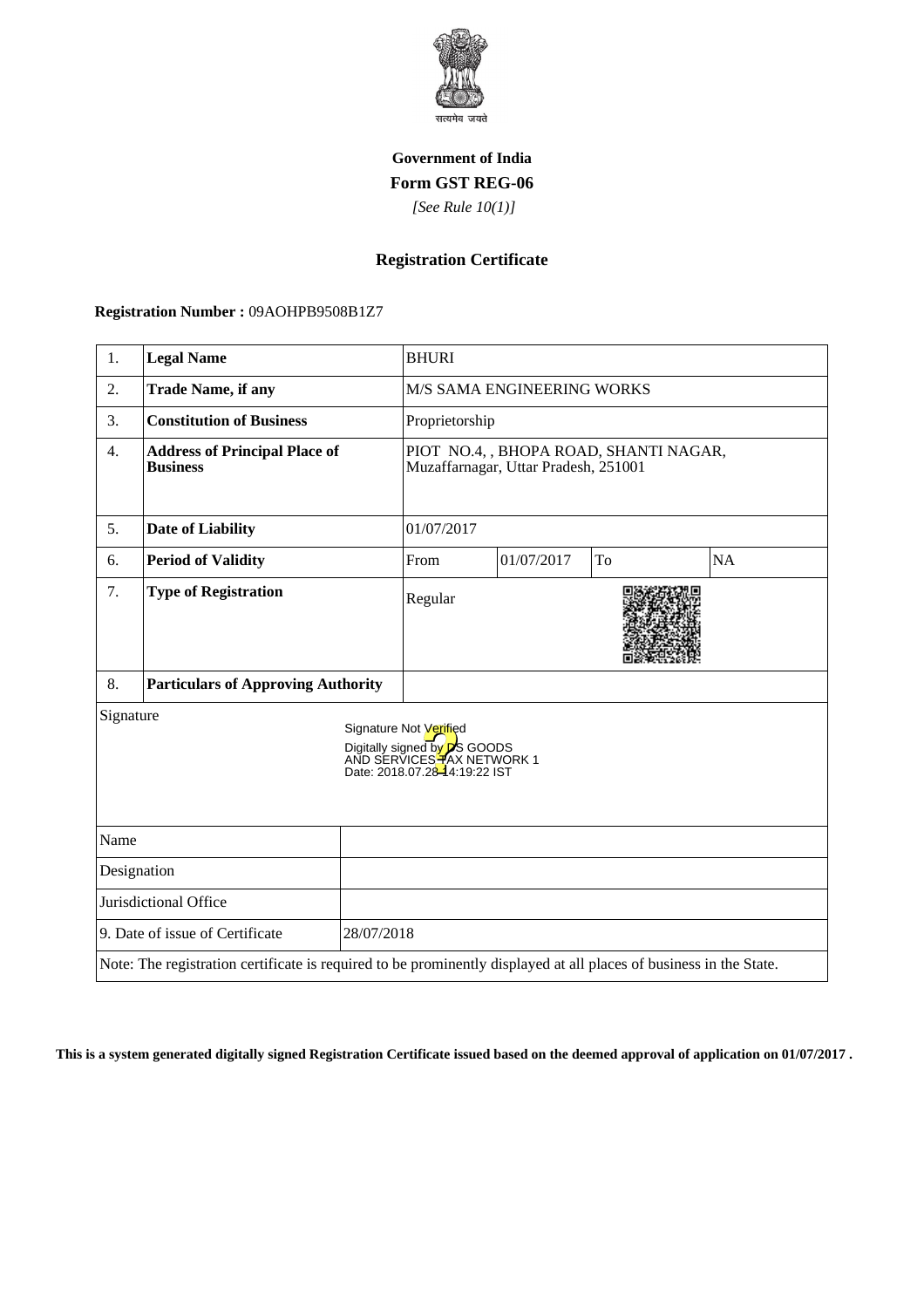सत्यमेव जयते

**Government of India**

**Form GST REG-06**

*[See Rule 10(1)]*

## Registration Certificate

**Registration Number :** 09AOHPB9508B1Z7

| 1. | **Legal Name** | BHURI | | | |
|---|---|---|---|---|---|
| 2. | **Trade Name, if any** | M/S SAMA ENGINEERING WORKS | | | |
| 3. | **Constitution of Business** | Proprietorship | | | |
| 4. | **Address of Principal Place of Business** | PIOT NO.4, , BHOPA ROAD, SHANTI NAGAR, Muzaffarnagar, Uttar Pradesh, 251001 | | | |
| 5. | **Date of Liability** | 01/07/2017 | | | |
| 6. | **Period of Validity** | From | 01/07/2017 | To | NA |
| 7. | **Type of Registration** | Regular | | | |
| 8. | **Particulars of Approving Authority** | | | | |

Signature

Signature Not Verified
Digitally signed by DS GOODS AND SERVICES TAX NETWORK 1
Date: 2018.07.28 14:19:22 IST

| Name | |
|---|---|
| Designation | |
| Jurisdictional Office | |
| 9. Date of issue of Certificate | 28/07/2018 |

Note: The registration certificate is required to be prominently displayed at all places of business in the State.

**This is a system generated digitally signed Registration Certificate issued based on the deemed approval of application on 01/07/2017 .**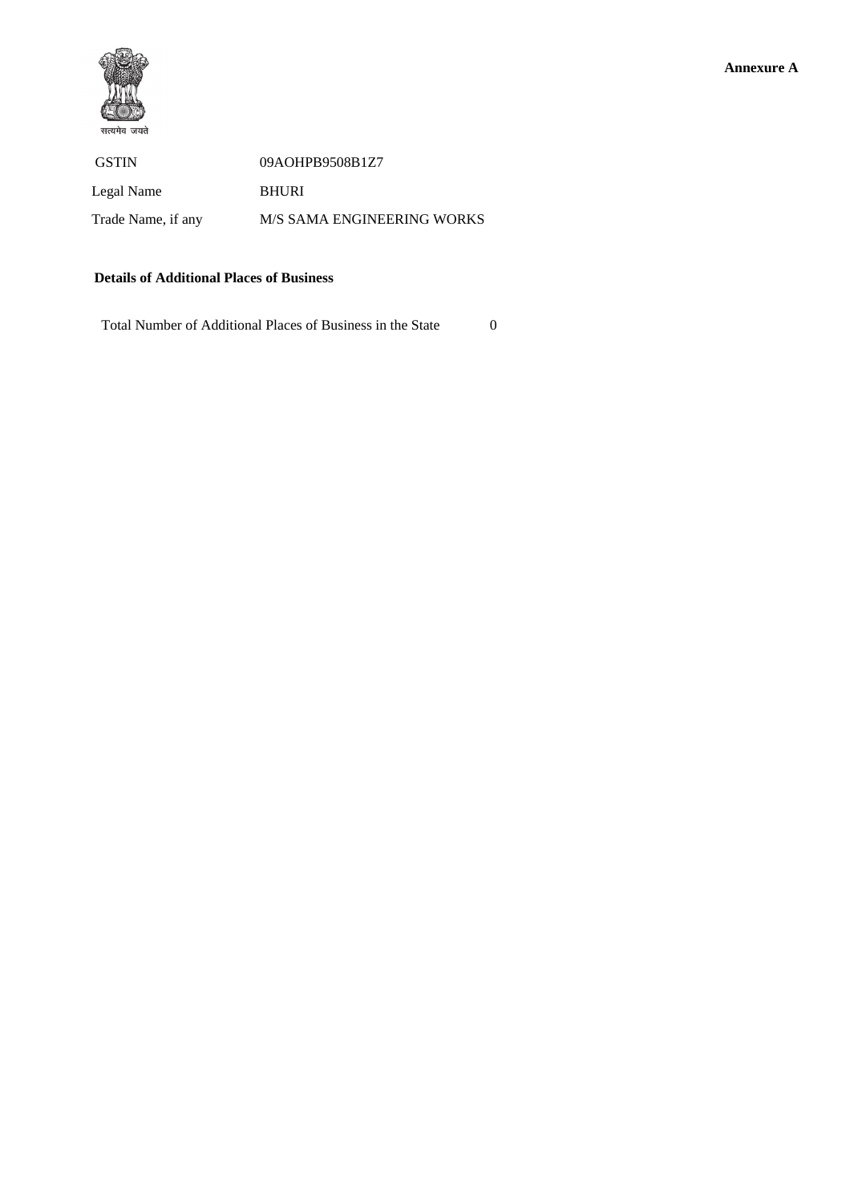**Annexure A**

सत्यमेव जयते

| | |
|---|---|
| GSTIN | 09AOHPB9508B1Z7 |
| Legal Name | BHURI |
| Trade Name, if any | M/S SAMA ENGINEERING WORKS |

**Details of Additional Places of Business**

Total Number of Additional Places of Business in the State 0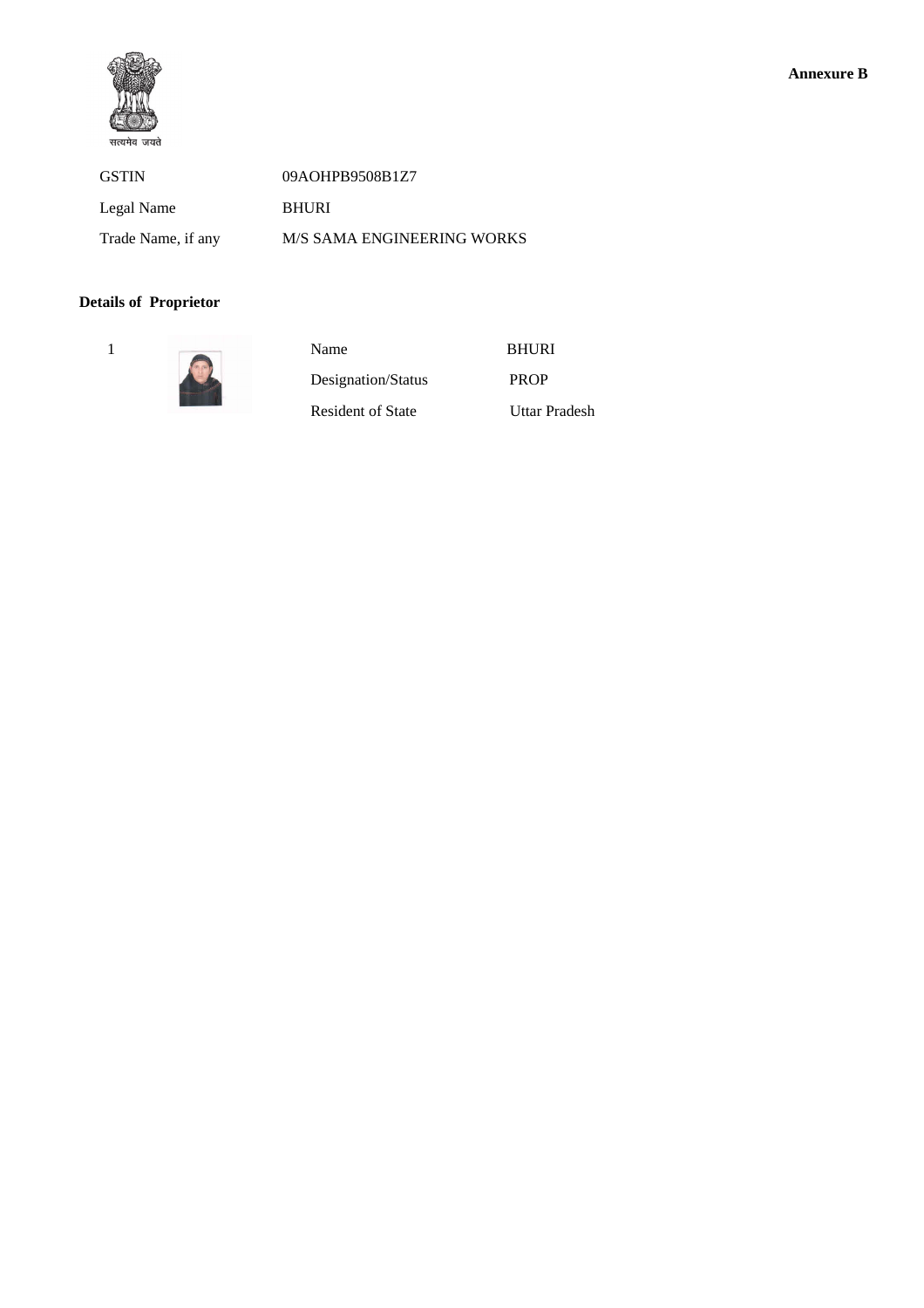सत्यमेव जयते

**Annexure B**

| | |
|---|---|
| GSTIN | 09AOHPB9508B1Z7 |
| Legal Name | BHURI |
| Trade Name, if any | M/S SAMA ENGINEERING WORKS |

**Details of Proprietor**

| | | |
|---|---|---|
| 1 | Name | BHURI |
| | Designation/Status | PROP |
| | Resident of State | Uttar Pradesh |